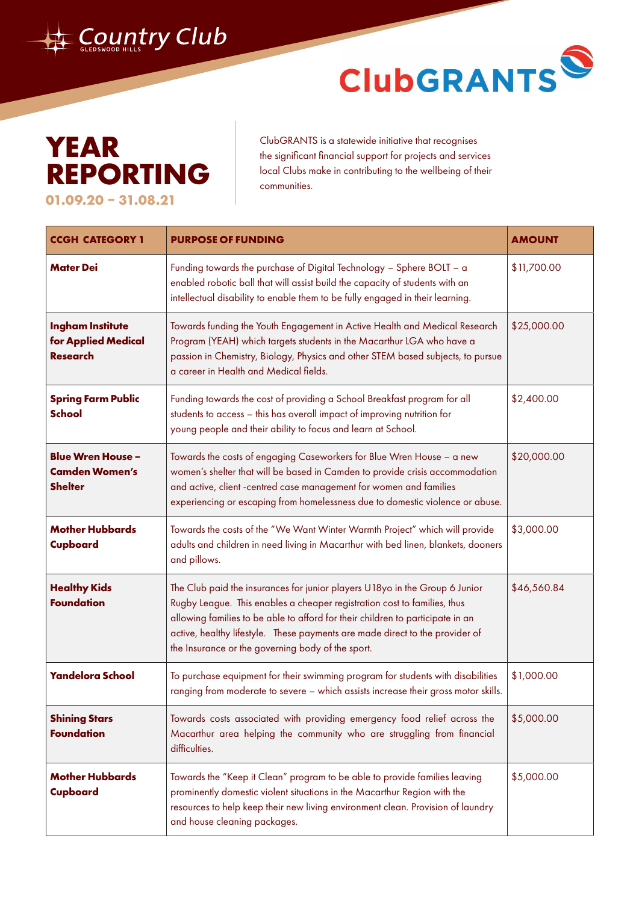Country Club
GLEDSWOOD HILLS

ClubGRANTS

# YEAR REPORTING

**01.09.20 – 31.08.21**

ClubGRANTS is a statewide initiative that recognises the significant financial support for projects and services local Clubs make in contributing to the wellbeing of their communities.

| CCGH CATEGORY 1 | PURPOSE OF FUNDING | AMOUNT |
|---|---|---|
| **Mater Dei** | Funding towards the purchase of Digital Technology – Sphere BOLT – a enabled robotic ball that will assist build the capacity of students with an intellectual disability to enable them to be fully engaged in their learning. | $11,700.00 |
| **Ingham Institute for Applied Medical Research** | Towards funding the Youth Engagement in Active Health and Medical Research Program (YEAH) which targets students in the Macarthur LGA who have a passion in Chemistry, Biology, Physics and other STEM based subjects, to pursue a career in Health and Medical fields. | $25,000.00 |
| **Spring Farm Public School** | Funding towards the cost of providing a School Breakfast program for all students to access – this has overall impact of improving nutrition for young people and their ability to focus and learn at School. | $2,400.00 |
| **Blue Wren House – Camden Women's Shelter** | Towards the costs of engaging Caseworkers for Blue Wren House – a new women's shelter that will be based in Camden to provide crisis accommodation and active, client -centred case management for women and families experiencing or escaping from homelessness due to domestic violence or abuse. | $20,000.00 |
| **Mother Hubbards Cupboard** | Towards the costs of the "We Want Winter Warmth Project" which will provide adults and children in need living in Macarthur with bed linen, blankets, dooners and pillows. | $3,000.00 |
| **Healthy Kids Foundation** | The Club paid the insurances for junior players U18yo in the Group 6 Junior Rugby League. This enables a cheaper registration cost to families, thus allowing families to be able to afford for their children to participate in an active, healthy lifestyle. These payments are made direct to the provider of the Insurance or the governing body of the sport. | $46,560.84 |
| **Yandelora School** | To purchase equipment for their swimming program for students with disabilities ranging from moderate to severe – which assists increase their gross motor skills. | $1,000.00 |
| **Shining Stars Foundation** | Towards costs associated with providing emergency food relief across the Macarthur area helping the community who are struggling from financial difficulties. | $5,000.00 |
| **Mother Hubbards Cupboard** | Towards the "Keep it Clean" program to be able to provide families leaving prominently domestic violent situations in the Macarthur Region with the resources to help keep their new living environment clean. Provision of laundry and house cleaning packages. | $5,000.00 |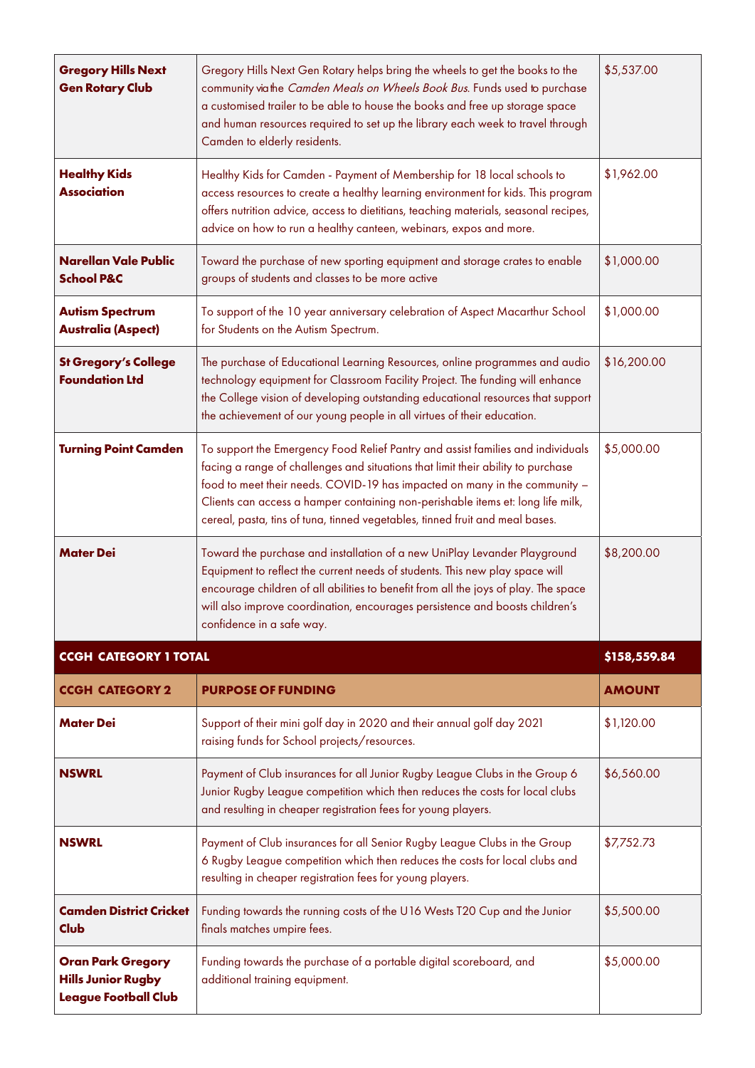| | | |
|---|---|---|
| **Gregory Hills Next Gen Rotary Club** | Gregory Hills Next Gen Rotary helps bring the wheels to get the books to the community via the *Camden Meals on Wheels Book Bus*. Funds used to purchase a customised trailer to be able to house the books and free up storage space and human resources required to set up the library each week to travel through Camden to elderly residents. | $5,537.00 |
| **Healthy Kids Association** | Healthy Kids for Camden - Payment of Membership for 18 local schools to access resources to create a healthy learning environment for kids. This program offers nutrition advice, access to dietitians, teaching materials, seasonal recipes, advice on how to run a healthy canteen, webinars, expos and more. | $1,962.00 |
| **Narellan Vale Public School P&C** | Toward the purchase of new sporting equipment and storage crates to enable groups of students and classes to be more active | $1,000.00 |
| **Autism Spectrum Australia (Aspect)** | To support of the 10 year anniversary celebration of Aspect Macarthur School for Students on the Autism Spectrum. | $1,000.00 |
| **St Gregory's College Foundation Ltd** | The purchase of Educational Learning Resources, online programmes and audio technology equipment for Classroom Facility Project. The funding will enhance the College vision of developing outstanding educational resources that support the achievement of our young people in all virtues of their education. | $16,200.00 |
| **Turning Point Camden** | To support the Emergency Food Relief Pantry and assist families and individuals facing a range of challenges and situations that limit their ability to purchase food to meet their needs. COVID-19 has impacted on many in the community – Clients can access a hamper containing non-perishable items et: long life milk, cereal, pasta, tins of tuna, tinned vegetables, tinned fruit and meal bases. | $5,000.00 |
| **Mater Dei** | Toward the purchase and installation of a new UniPlay Levander Playground Equipment to reflect the current needs of students. This new play space will encourage children of all abilities to benefit from all the joys of play. The space will also improve coordination, encourages persistence and boosts children's confidence in a safe way. | $8,200.00 |
| **CCGH CATEGORY 1 TOTAL** | | **$158,559.84** |
| **CCGH CATEGORY 2** | **PURPOSE OF FUNDING** | **AMOUNT** |
| **Mater Dei** | Support of their mini golf day in 2020 and their annual golf day 2021 raising funds for School projects/resources. | $1,120.00 |
| **NSWRL** | Payment of Club insurances for all Junior Rugby League Clubs in the Group 6 Junior Rugby League competition which then reduces the costs for local clubs and resulting in cheaper registration fees for young players. | $6,560.00 |
| **NSWRL** | Payment of Club insurances for all Senior Rugby League Clubs in the Group 6 Rugby League competition which then reduces the costs for local clubs and resulting in cheaper registration fees for young players. | $7,752.73 |
| **Camden District Cricket Club** | Funding towards the running costs of the U16 Wests T20 Cup and the Junior finals matches umpire fees. | $5,500.00 |
| **Oran Park Gregory Hills Junior Rugby League Football Club** | Funding towards the purchase of a portable digital scoreboard, and additional training equipment. | $5,000.00 |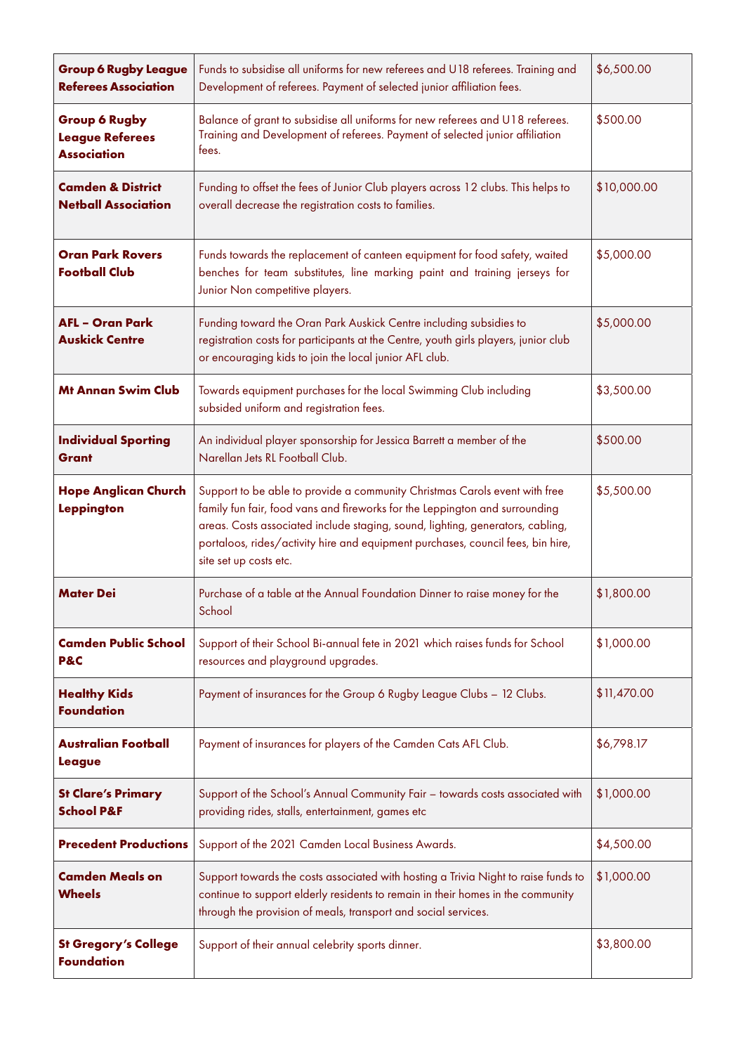| | | |
|---|---|---|
| **Group 6 Rugby League Referees Association** | Funds to subsidise all uniforms for new referees and U18 referees. Training and Development of referees. Payment of selected junior affiliation fees. | $6,500.00 |
| **Group 6 Rugby League Referees Association** | Balance of grant to subsidise all uniforms for new referees and U18 referees. Training and Development of referees. Payment of selected junior affiliation fees. | $500.00 |
| **Camden & District Netball Association** | Funding to offset the fees of Junior Club players across 12 clubs. This helps to overall decrease the registration costs to families. | $10,000.00 |
| **Oran Park Rovers Football Club** | Funds towards the replacement of canteen equipment for food safety, waited benches for team substitutes, line marking paint and training jerseys for Junior Non competitive players. | $5,000.00 |
| **AFL – Oran Park Auskick Centre** | Funding toward the Oran Park Auskick Centre including subsidies to registration costs for participants at the Centre, youth girls players, junior club or encouraging kids to join the local junior AFL club. | $5,000.00 |
| **Mt Annan Swim Club** | Towards equipment purchases for the local Swimming Club including subsided uniform and registration fees. | $3,500.00 |
| **Individual Sporting Grant** | An individual player sponsorship for Jessica Barrett a member of the Narellan Jets RL Football Club. | $500.00 |
| **Hope Anglican Church Leppington** | Support to be able to provide a community Christmas Carols event with free family fun fair, food vans and fireworks for the Leppington and surrounding areas. Costs associated include staging, sound, lighting, generators, cabling, portaloos, rides/activity hire and equipment purchases, council fees, bin hire, site set up costs etc. | $5,500.00 |
| **Mater Dei** | Purchase of a table at the Annual Foundation Dinner to raise money for the School | $1,800.00 |
| **Camden Public School P&C** | Support of their School Bi-annual fete in 2021 which raises funds for School resources and playground upgrades. | $1,000.00 |
| **Healthy Kids Foundation** | Payment of insurances for the Group 6 Rugby League Clubs – 12 Clubs. | $11,470.00 |
| **Australian Football League** | Payment of insurances for players of the Camden Cats AFL Club. | $6,798.17 |
| **St Clare's Primary School P&F** | Support of the School's Annual Community Fair – towards costs associated with providing rides, stalls, entertainment, games etc | $1,000.00 |
| **Precedent Productions** | Support of the 2021 Camden Local Business Awards. | $4,500.00 |
| **Camden Meals on Wheels** | Support towards the costs associated with hosting a Trivia Night to raise funds to continue to support elderly residents to remain in their homes in the community through the provision of meals, transport and social services. | $1,000.00 |
| **St Gregory's College Foundation** | Support of their annual celebrity sports dinner. | $3,800.00 |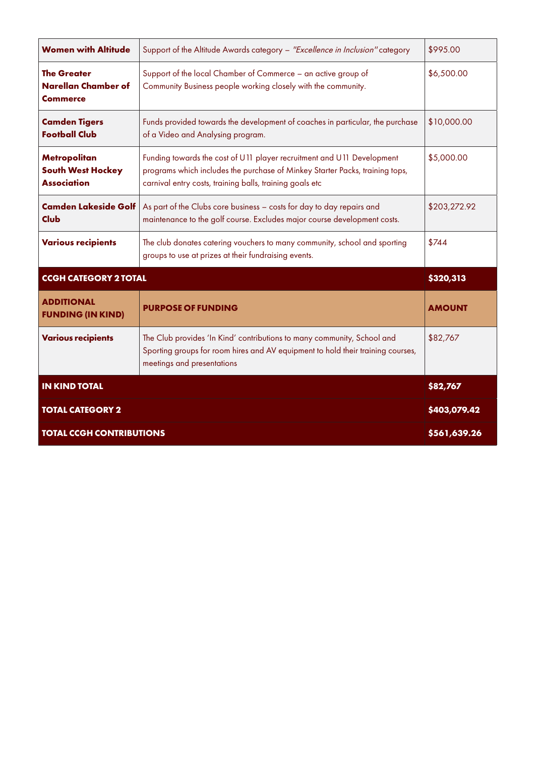| | | |
|---|---|---|
| **Women with Altitude** | Support of the Altitude Awards category – *"Excellence in Inclusion"* category | $995.00 |
| **The Greater Narellan Chamber of Commerce** | Support of the local Chamber of Commerce – an active group of Community Business people working closely with the community. | $6,500.00 |
| **Camden Tigers Football Club** | Funds provided towards the development of coaches in particular, the purchase of a Video and Analysing program. | $10,000.00 |
| **Metropolitan South West Hockey Association** | Funding towards the cost of U11 player recruitment and U11 Development programs which includes the purchase of Minkey Starter Packs, training tops, carnival entry costs, training balls, training goals etc | $5,000.00 |
| **Camden Lakeside Golf Club** | As part of the Clubs core business – costs for day to day repairs and maintenance to the golf course. Excludes major course development costs. | $203,272.92 |
| **Various recipients** | The club donates catering vouchers to many community, school and sporting groups to use at prizes at their fundraising events. | $744 |
| **CCGH CATEGORY 2 TOTAL** | | **$320,313** |
| **ADDITIONAL FUNDING (IN KIND)** | **PURPOSE OF FUNDING** | **AMOUNT** |
| **Various recipients** | The Club provides 'In Kind' contributions to many community, School and Sporting groups for room hires and AV equipment to hold their training courses, meetings and presentations | $82,767 |
| **IN KIND TOTAL** | | **$82,767** |
| **TOTAL CATEGORY 2** | | **$403,079.42** |
| **TOTAL CCGH CONTRIBUTIONS** | | **$561,639.26** |